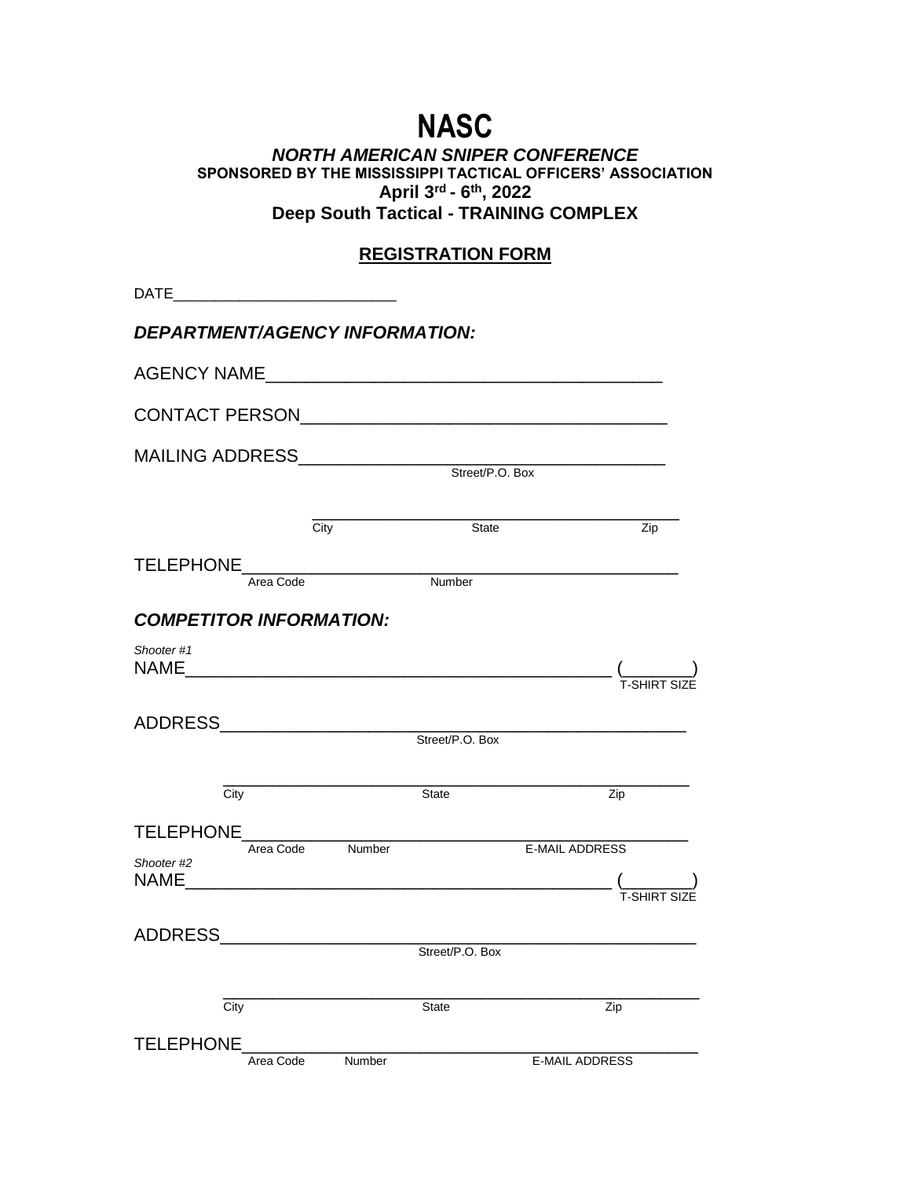# NASC

***NORTH AMERICAN SNIPER CONFERENCE***

**SPONSORED BY THE MISSISSIPPI TACTICAL OFFICERS' ASSOCIATION**

**April 3rd - 6th, 2022**

**Deep South Tactical - TRAINING COMPLEX**

## REGISTRATION FORM

DATE___________________________

***DEPARTMENT/AGENCY INFORMATION:***

AGENCY NAME________________________________________

CONTACT PERSON_____________________________________

MAILING ADDRESS____________________________________
Street/P.O. Box

_____________________________________________
City State Zip

TELEPHONE_____________________________________________
Area Code Number

***COMPETITOR INFORMATION:***

*Shooter #1*

NAME__________________________________________ (_______)
T-SHIRT SIZE

ADDRESS_______________________________________________
Street/P.O. Box

_____________________________________________
City State Zip

TELEPHONE_____________________________________________
Area Code Number E-MAIL ADDRESS

*Shooter #2*

NAME__________________________________________ (_______)
T-SHIRT SIZE

ADDRESS_______________________________________________
Street/P.O. Box

_____________________________________________
City State Zip

TELEPHONE_____________________________________________
Area Code Number E-MAIL ADDRESS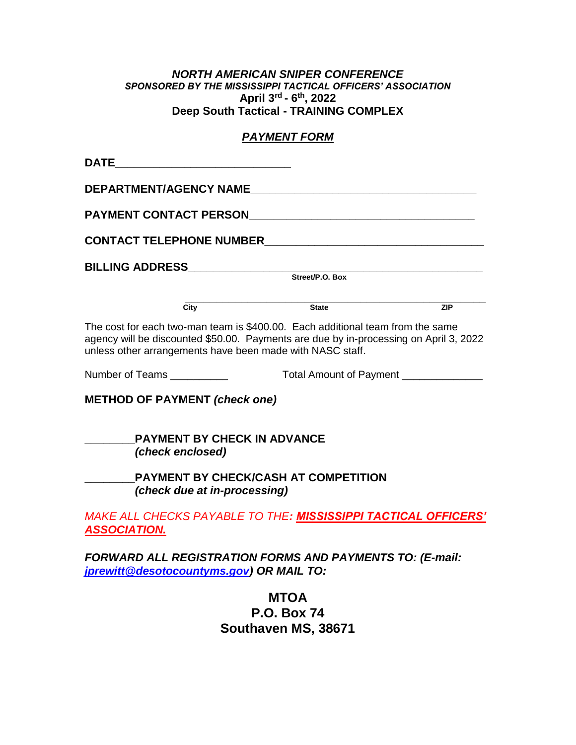***NORTH AMERICAN SNIPER CONFERENCE***

***SPONSORED BY THE MISSISSIPPI TACTICAL OFFICERS' ASSOCIATION***

**April 3rd - 6th, 2022**

**Deep South Tactical - TRAINING COMPLEX**

## ***PAYMENT FORM***

**DATE**____________________________

**DEPARTMENT/AGENCY NAME**____________________________________

**PAYMENT CONTACT PERSON**____________________________________

**CONTACT TELEPHONE NUMBER**___________________________________

**BILLING ADDRESS**_______________________________________________
Street/P.O. Box

_______________________________________________
City State ZIP

The cost for each two-man team is $400.00. Each additional team from the same agency will be discounted $50.00. Payments are due by in-processing on April 3, 2022 unless other arrangements have been made with NASC staff.

Number of Teams __________ Total Amount of Payment _____________

**METHOD OF PAYMENT *(check one)***

________**PAYMENT BY CHECK IN ADVANCE**
***(check enclosed)***

________**PAYMENT BY CHECK/CASH AT COMPETITION**
***(check due at in-processing)***

*MAKE ALL CHECKS PAYABLE TO THE**: MISSISSIPPI TACTICAL OFFICERS' ASSOCIATION.***

***FORWARD ALL REGISTRATION FORMS AND PAYMENTS TO: (E-mail: jprewitt@desotocountyms.gov) OR MAIL TO:***

**MTOA**
**P.O. Box 74**
**Southaven MS, 38671**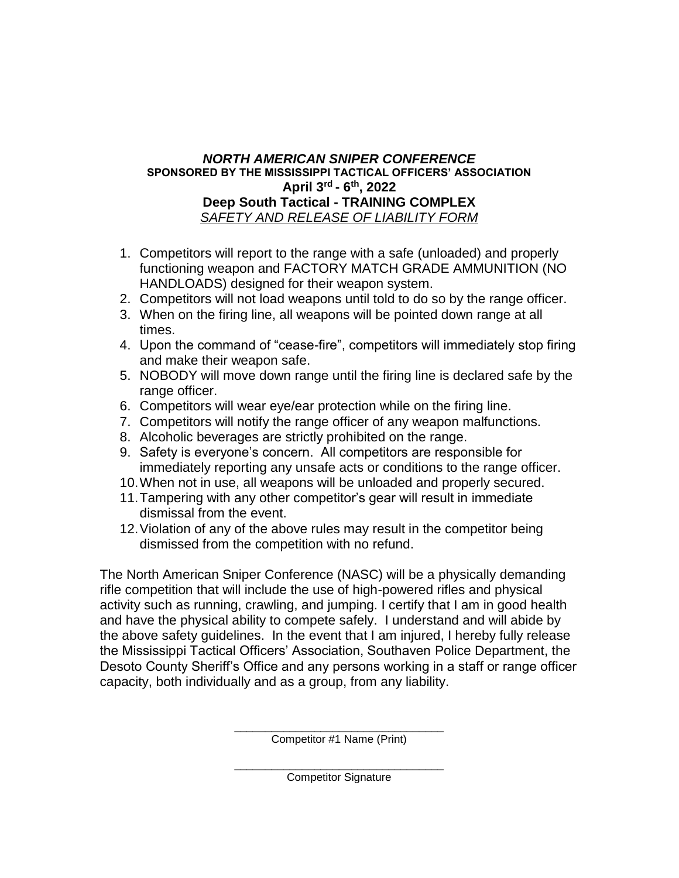***NORTH AMERICAN SNIPER CONFERENCE***

**SPONSORED BY THE MISSISSIPPI TACTICAL OFFICERS' ASSOCIATION**

**April 3rd - 6th, 2022**

**Deep South Tactical - TRAINING COMPLEX**

*SAFETY AND RELEASE OF LIABILITY FORM*

1. Competitors will report to the range with a safe (unloaded) and properly functioning weapon and FACTORY MATCH GRADE AMMUNITION (NO HANDLOADS) designed for their weapon system.
2. Competitors will not load weapons until told to do so by the range officer.
3. When on the firing line, all weapons will be pointed down range at all times.
4. Upon the command of "cease-fire", competitors will immediately stop firing and make their weapon safe.
5. NOBODY will move down range until the firing line is declared safe by the range officer.
6. Competitors will wear eye/ear protection while on the firing line.
7. Competitors will notify the range officer of any weapon malfunctions.
8. Alcoholic beverages are strictly prohibited on the range.
9. Safety is everyone's concern. All competitors are responsible for immediately reporting any unsafe acts or conditions to the range officer.
10. When not in use, all weapons will be unloaded and properly secured.
11. Tampering with any other competitor's gear will result in immediate dismissal from the event.
12. Violation of any of the above rules may result in the competitor being dismissed from the competition with no refund.

The North American Sniper Conference (NASC) will be a physically demanding rifle competition that will include the use of high-powered rifles and physical activity such as running, crawling, and jumping. I certify that I am in good health and have the physical ability to compete safely. I understand and will abide by the above safety guidelines. In the event that I am injured, I hereby fully release the Mississippi Tactical Officers' Association, Southaven Police Department, the Desoto County Sheriff's Office and any persons working in a staff or range officer capacity, both individually and as a group, from any liability.

\_\_\_\_\_\_\_\_\_\_\_\_\_\_\_\_\_\_\_\_\_\_\_\_\_\_\_\_\_\_\_\_\_\_

Competitor #1 Name (Print)

\_\_\_\_\_\_\_\_\_\_\_\_\_\_\_\_\_\_\_\_\_\_\_\_\_\_\_\_\_\_\_\_\_\_

Competitor Signature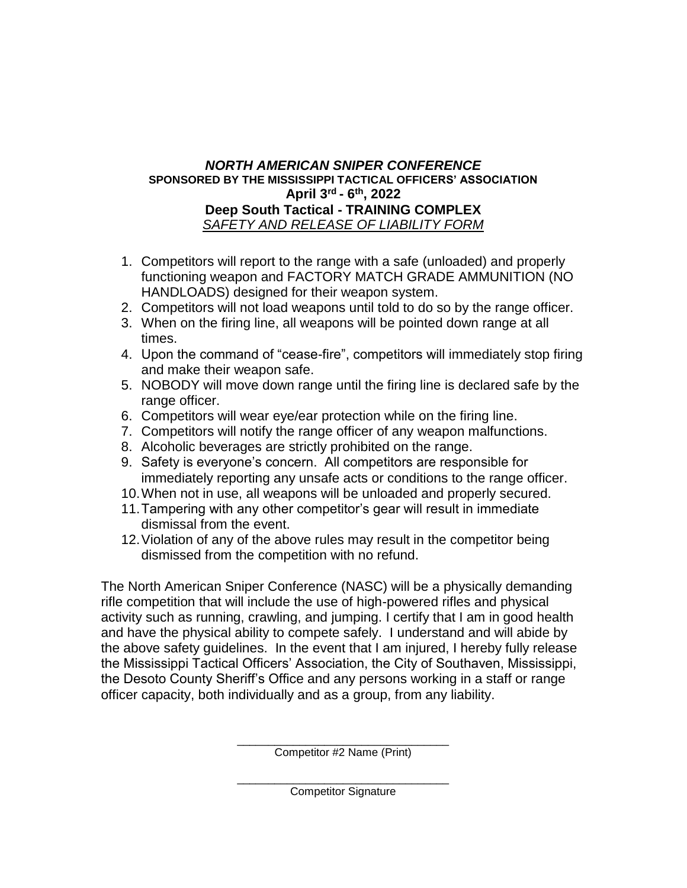***NORTH AMERICAN SNIPER CONFERENCE***

**SPONSORED BY THE MISSISSIPPI TACTICAL OFFICERS' ASSOCIATION**

**April 3rd - 6th, 2022**

**Deep South Tactical - TRAINING COMPLEX**

*SAFETY AND RELEASE OF LIABILITY FORM*

1. Competitors will report to the range with a safe (unloaded) and properly functioning weapon and FACTORY MATCH GRADE AMMUNITION (NO HANDLOADS) designed for their weapon system.
2. Competitors will not load weapons until told to do so by the range officer.
3. When on the firing line, all weapons will be pointed down range at all times.
4. Upon the command of "cease-fire", competitors will immediately stop firing and make their weapon safe.
5. NOBODY will move down range until the firing line is declared safe by the range officer.
6. Competitors will wear eye/ear protection while on the firing line.
7. Competitors will notify the range officer of any weapon malfunctions.
8. Alcoholic beverages are strictly prohibited on the range.
9. Safety is everyone's concern. All competitors are responsible for immediately reporting any unsafe acts or conditions to the range officer.
10. When not in use, all weapons will be unloaded and properly secured.
11. Tampering with any other competitor's gear will result in immediate dismissal from the event.
12. Violation of any of the above rules may result in the competitor being dismissed from the competition with no refund.

The North American Sniper Conference (NASC) will be a physically demanding rifle competition that will include the use of high-powered rifles and physical activity such as running, crawling, and jumping. I certify that I am in good health and have the physical ability to compete safely. I understand and will abide by the above safety guidelines. In the event that I am injured, I hereby fully release the Mississippi Tactical Officers' Association, the City of Southaven, Mississippi, the Desoto County Sheriff's Office and any persons working in a staff or range officer capacity, both individually and as a group, from any liability.

________________________________
Competitor #2 Name (Print)

________________________________
Competitor Signature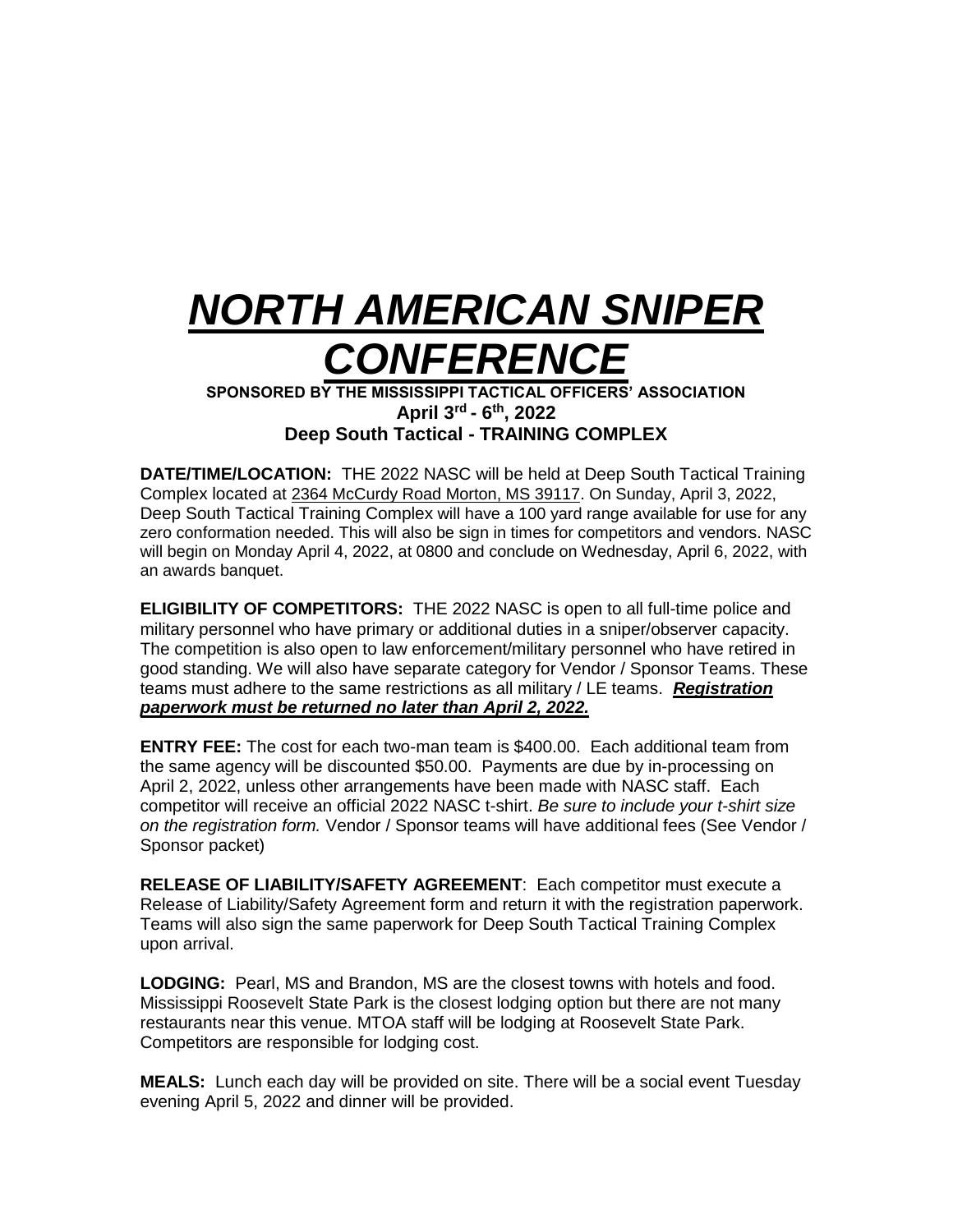# ***NORTH AMERICAN SNIPER CONFERENCE***

**SPONSORED BY THE MISSISSIPPI TACTICAL OFFICERS' ASSOCIATION**

**April 3rd - 6th, 2022**

**Deep South Tactical - TRAINING COMPLEX**

**DATE/TIME/LOCATION:** THE 2022 NASC will be held at Deep South Tactical Training Complex located at 2364 McCurdy Road Morton, MS 39117. On Sunday, April 3, 2022, Deep South Tactical Training Complex will have a 100 yard range available for use for any zero conformation needed. This will also be sign in times for competitors and vendors. NASC will begin on Monday April 4, 2022, at 0800 and conclude on Wednesday, April 6, 2022, with an awards banquet.

**ELIGIBILITY OF COMPETITORS:** THE 2022 NASC is open to all full-time police and military personnel who have primary or additional duties in a sniper/observer capacity. The competition is also open to law enforcement/military personnel who have retired in good standing. We will also have separate category for Vendor / Sponsor Teams. These teams must adhere to the same restrictions as all military / LE teams. ***Registration paperwork must be returned no later than April 2, 2022.***

**ENTRY FEE:** The cost for each two-man team is $400.00. Each additional team from the same agency will be discounted $50.00. Payments are due by in-processing on April 2, 2022, unless other arrangements have been made with NASC staff. Each competitor will receive an official 2022 NASC t-shirt. *Be sure to include your t-shirt size on the registration form.* Vendor / Sponsor teams will have additional fees (See Vendor / Sponsor packet)

**RELEASE OF LIABILITY/SAFETY AGREEMENT**: Each competitor must execute a Release of Liability/Safety Agreement form and return it with the registration paperwork. Teams will also sign the same paperwork for Deep South Tactical Training Complex upon arrival.

**LODGING:** Pearl, MS and Brandon, MS are the closest towns with hotels and food. Mississippi Roosevelt State Park is the closest lodging option but there are not many restaurants near this venue. MTOA staff will be lodging at Roosevelt State Park. Competitors are responsible for lodging cost.

**MEALS:** Lunch each day will be provided on site. There will be a social event Tuesday evening April 5, 2022 and dinner will be provided.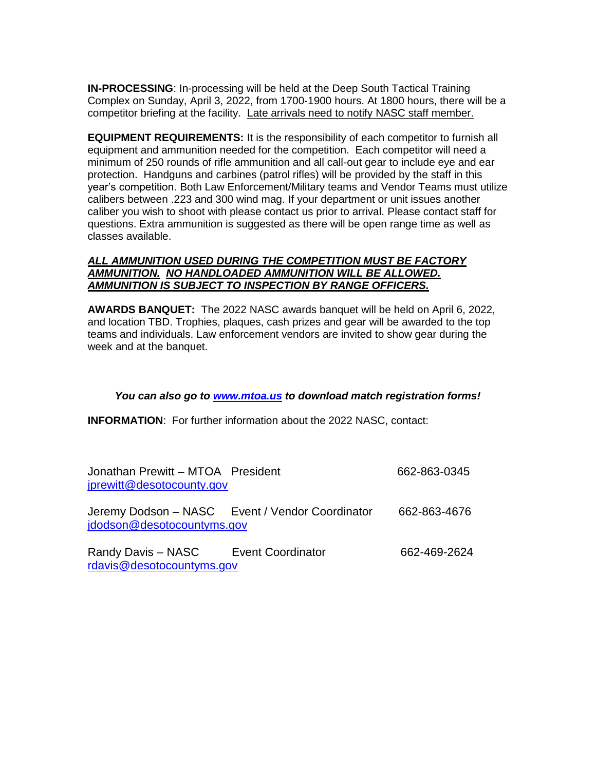**IN-PROCESSING**: In-processing will be held at the Deep South Tactical Training Complex on Sunday, April 3, 2022, from 1700-1900 hours. At 1800 hours, there will be a competitor briefing at the facility. <u>Late arrivals need to notify NASC staff member.</u>

**EQUIPMENT REQUIREMENTS:** It is the responsibility of each competitor to furnish all equipment and ammunition needed for the competition. Each competitor will need a minimum of 250 rounds of rifle ammunition and all call-out gear to include eye and ear protection. Handguns and carbines (patrol rifles) will be provided by the staff in this year's competition. Both Law Enforcement/Military teams and Vendor Teams must utilize calibers between .223 and 300 wind mag. If your department or unit issues another caliber you wish to shoot with please contact us prior to arrival. Please contact staff for questions. Extra ammunition is suggested as there will be open range time as well as classes available.

***<u>ALL AMMUNITION USED DURING THE COMPETITION MUST BE FACTORY AMMUNITION. NO HANDLOADED AMMUNITION WILL BE ALLOWED. AMMUNITION IS SUBJECT TO INSPECTION BY RANGE OFFICERS.</u>***

**AWARDS BANQUET:** The 2022 NASC awards banquet will be held on April 6, 2022, and location TBD. Trophies, plaques, cash prizes and gear will be awarded to the top teams and individuals. Law enforcement vendors are invited to show gear during the week and at the banquet.

***You can also go to [www.mtoa.us](http://www.mtoa.us) to download match registration forms!***

**INFORMATION**: For further information about the 2022 NASC, contact:

Jonathan Prewitt – MTOA President 662-863-0345
jprewitt@desotocounty.gov

Jeremy Dodson – NASC Event / Vendor Coordinator 662-863-4676
jdodson@desotocountyms.gov

Randy Davis – NASC Event Coordinator 662-469-2624
rdavis@desotocountyms.gov